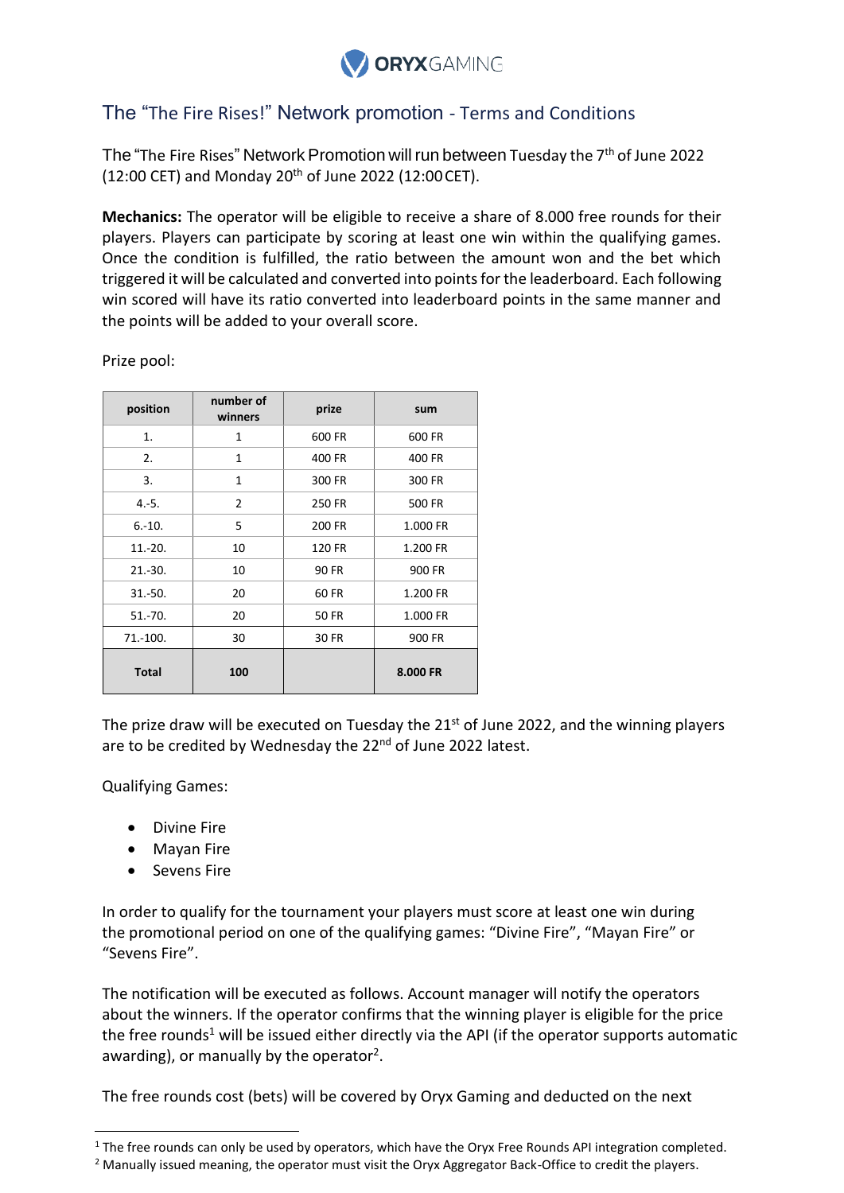ORYXGAMING

# The "The Fire Rises!" Network promotion - Terms and Conditions

The "The Fire Rises" Network Promotion will run between Tuesday the 7th of June 2022 (12:00 CET) and Monday 20th of June 2022 (12:00 CET).

**Mechanics:** The operator will be eligible to receive a share of 8.000 free rounds for their players. Players can participate by scoring at least one win within the qualifying games. Once the condition is fulfilled, the ratio between the amount won and the bet which triggered it will be calculated and converted into points for the leaderboard. Each following win scored will have its ratio converted into leaderboard points in the same manner and the points will be added to your overall score.

Prize pool:

| position | number of winners | prize | sum |
|---|---|---|---|
| 1. | 1 | 600 FR | 600 FR |
| 2. | 1 | 400 FR | 400 FR |
| 3. | 1 | 300 FR | 300 FR |
| 4.-5. | 2 | 250 FR | 500 FR |
| 6.-10. | 5 | 200 FR | 1.000 FR |
| 11.-20. | 10 | 120 FR | 1.200 FR |
| 21.-30. | 10 | 90 FR | 900 FR |
| 31.-50. | 20 | 60 FR | 1.200 FR |
| 51.-70. | 20 | 50 FR | 1.000 FR |
| 71.-100. | 30 | 30 FR | 900 FR |
| **Total** | **100** | | **8.000 FR** |

The prize draw will be executed on Tuesday the 21st of June 2022, and the winning players are to be credited by Wednesday the 22nd of June 2022 latest.

Qualifying Games:

- Divine Fire
- Mayan Fire
- Sevens Fire

In order to qualify for the tournament your players must score at least one win during the promotional period on one of the qualifying games: "Divine Fire", "Mayan Fire" or "Sevens Fire".

The notification will be executed as follows. Account manager will notify the operators about the winners. If the operator confirms that the winning player is eligible for the price the free rounds[1] will be issued either directly via the API (if the operator supports automatic awarding), or manually by the operator[2].

The free rounds cost (bets) will be covered by Oryx Gaming and deducted on the next

[1] The free rounds can only be used by operators, which have the Oryx Free Rounds API integration completed.

[2] Manually issued meaning, the operator must visit the Oryx Aggregator Back-Office to credit the players.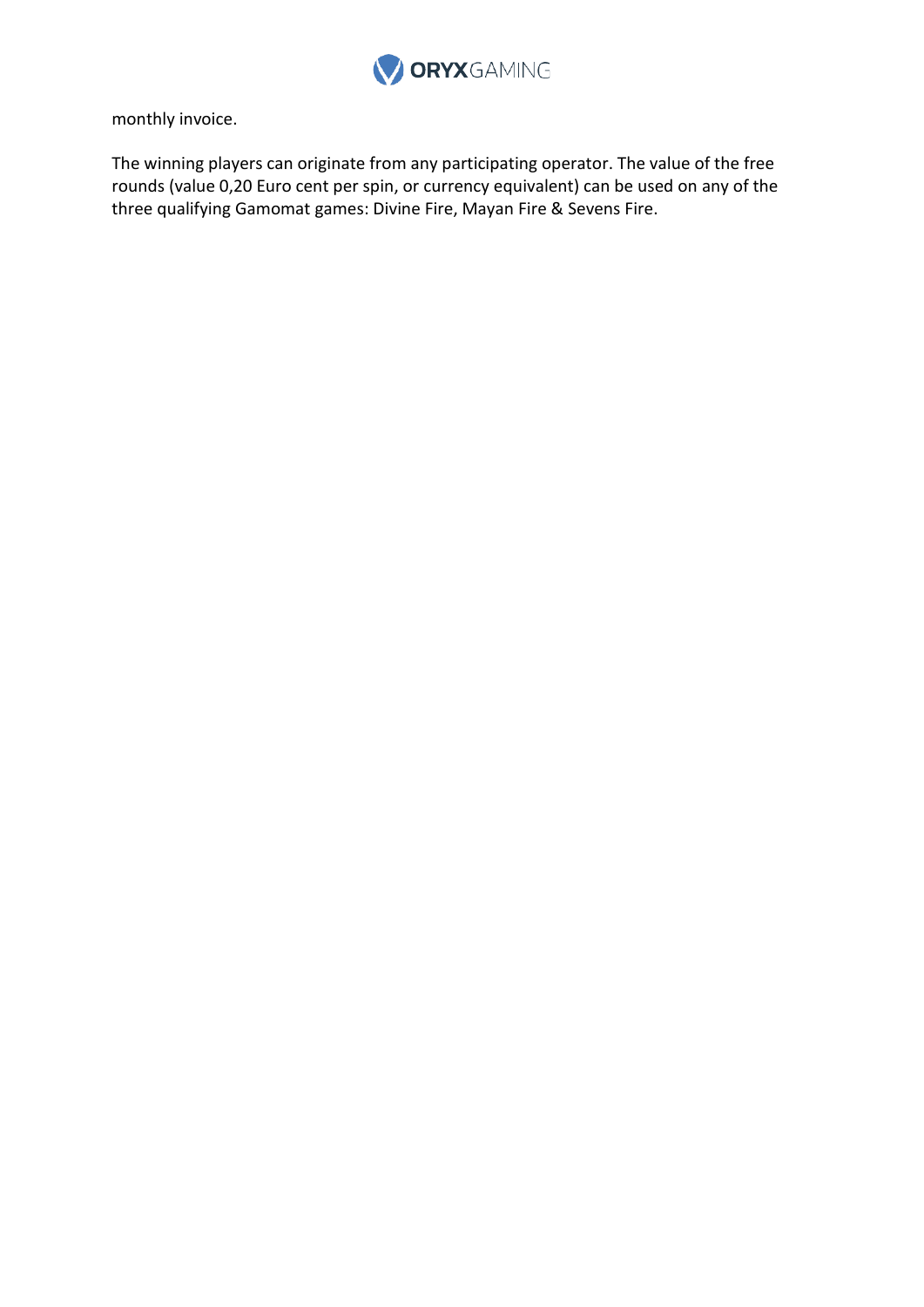monthly invoice.

The winning players can originate from any participating operator. The value of the free rounds (value 0,20 Euro cent per spin, or currency equivalent) can be used on any of the three qualifying Gamomat games: Divine Fire, Mayan Fire & Sevens Fire.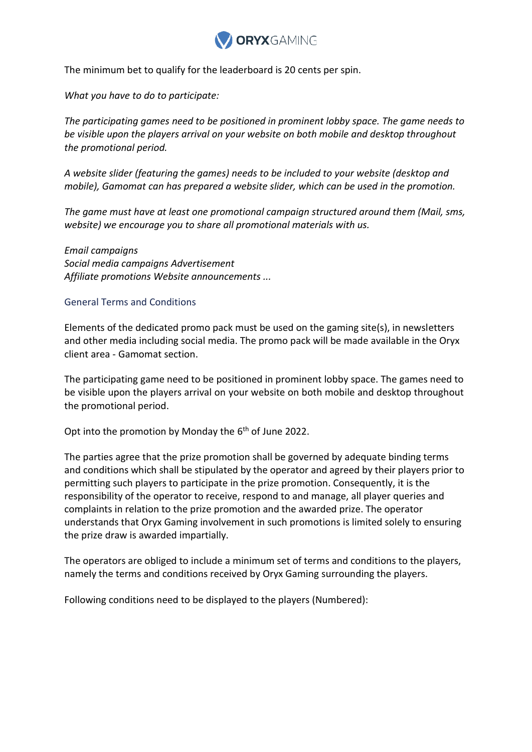The minimum bet to qualify for the leaderboard is 20 cents per spin.

*What you have to do to participate:*

*The participating games need to be positioned in prominent lobby space. The game needs to be visible upon the players arrival on your website on both mobile and desktop throughout the promotional period.*

*A website slider (featuring the games) needs to be included to your website (desktop and mobile), Gamomat can has prepared a website slider, which can be used in the promotion.*

*The game must have at least one promotional campaign structured around them (Mail, sms, website) we encourage you to share all promotional materials with us.*

*Email campaigns*
*Social media campaigns Advertisement*
*Affiliate promotions Website announcements ...*

## General Terms and Conditions

Elements of the dedicated promo pack must be used on the gaming site(s), in newsletters and other media including social media. The promo pack will be made available in the Oryx client area - Gamomat section.

The participating game need to be positioned in prominent lobby space. The games need to be visible upon the players arrival on your website on both mobile and desktop throughout the promotional period.

Opt into the promotion by Monday the 6th of June 2022.

The parties agree that the prize promotion shall be governed by adequate binding terms and conditions which shall be stipulated by the operator and agreed by their players prior to permitting such players to participate in the prize promotion. Consequently, it is the responsibility of the operator to receive, respond to and manage, all player queries and complaints in relation to the prize promotion and the awarded prize. The operator understands that Oryx Gaming involvement in such promotions is limited solely to ensuring the prize draw is awarded impartially.

The operators are obliged to include a minimum set of terms and conditions to the players, namely the terms and conditions received by Oryx Gaming surrounding the players.

Following conditions need to be displayed to the players (Numbered):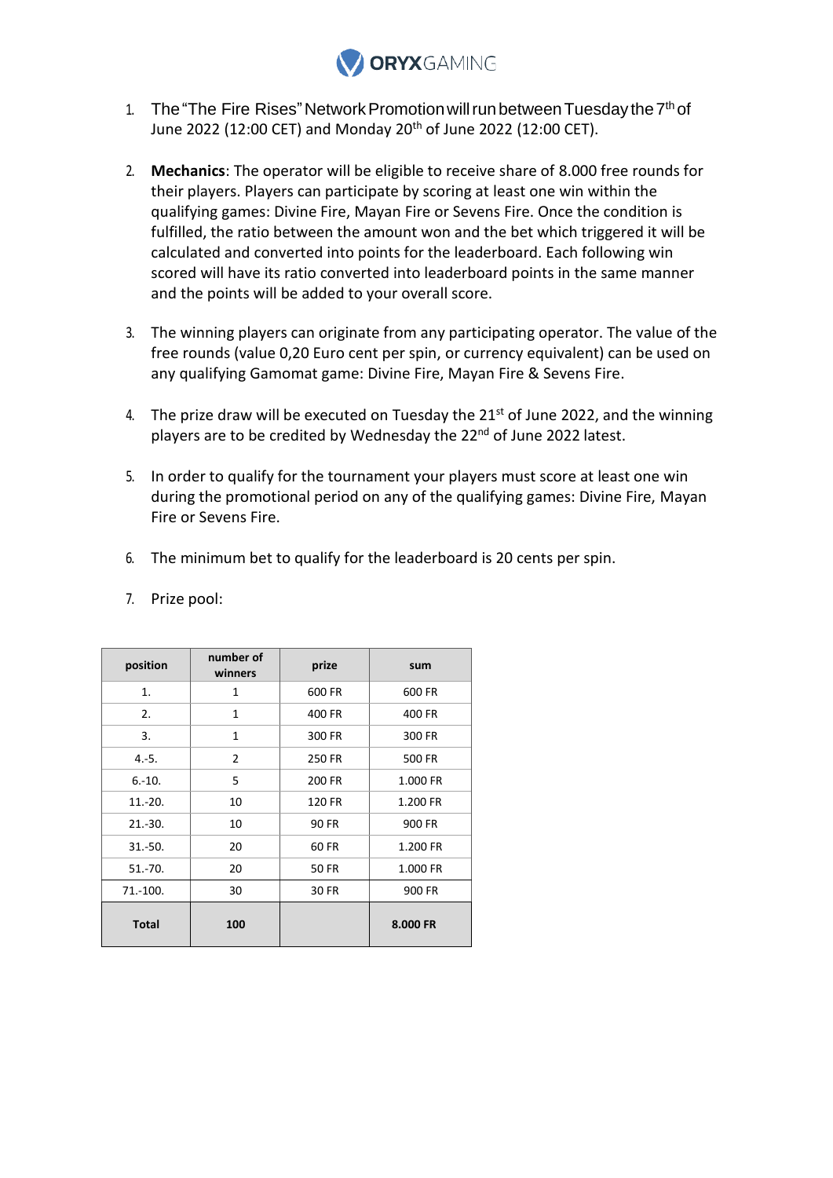1. The "The Fire Rises" Network Promotion will run between Tuesday the 7th of June 2022 (12:00 CET) and Monday 20th of June 2022 (12:00 CET).

2. **Mechanics**: The operator will be eligible to receive share of 8.000 free rounds for their players. Players can participate by scoring at least one win within the qualifying games: Divine Fire, Mayan Fire or Sevens Fire. Once the condition is fulfilled, the ratio between the amount won and the bet which triggered it will be calculated and converted into points for the leaderboard. Each following win scored will have its ratio converted into leaderboard points in the same manner and the points will be added to your overall score.

3. The winning players can originate from any participating operator. The value of the free rounds (value 0,20 Euro cent per spin, or currency equivalent) can be used on any qualifying Gamomat game: Divine Fire, Mayan Fire & Sevens Fire.

4. The prize draw will be executed on Tuesday the 21st of June 2022, and the winning players are to be credited by Wednesday the 22nd of June 2022 latest.

5. In order to qualify for the tournament your players must score at least one win during the promotional period on any of the qualifying games: Divine Fire, Mayan Fire or Sevens Fire.

6. The minimum bet to qualify for the leaderboard is 20 cents per spin.

7. Prize pool:

| position | number of winners | prize | sum |
|---|---|---|---|
| 1. | 1 | 600 FR | 600 FR |
| 2. | 1 | 400 FR | 400 FR |
| 3. | 1 | 300 FR | 300 FR |
| 4.-5. | 2 | 250 FR | 500 FR |
| 6.-10. | 5 | 200 FR | 1.000 FR |
| 11.-20. | 10 | 120 FR | 1.200 FR |
| 21.-30. | 10 | 90 FR | 900 FR |
| 31.-50. | 20 | 60 FR | 1.200 FR |
| 51.-70. | 20 | 50 FR | 1.000 FR |
| 71.-100. | 30 | 30 FR | 900 FR |
| **Total** | **100** | | **8.000 FR** |